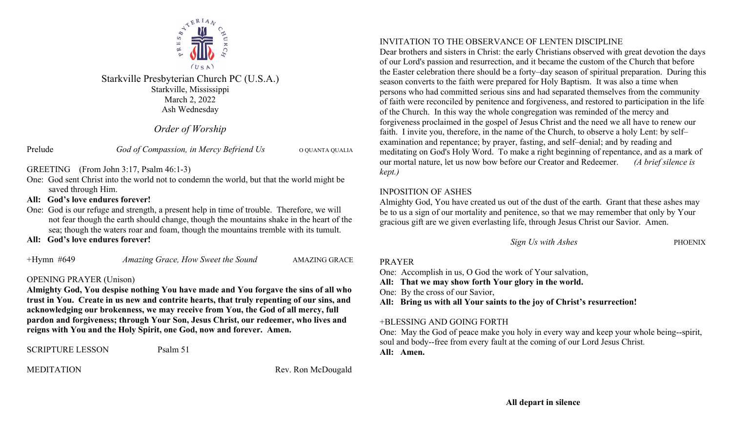Starkville Presbyterian Church PC (U.S.A.)
Starkville, Mississippi
March 2, 2022
Ash Wednesday

*Order of Worship*

Prelude *God of Compassion, in Mercy Befriend Us* O QUANTA QUALIA

GREETING (From John 3:17, Psalm 46:1-3)

One: God sent Christ into the world not to condemn the world, but that the world might be saved through Him.

**All: God's love endures forever!**

One: God is our refuge and strength, a present help in time of trouble. Therefore, we will not fear though the earth should change, though the mountains shake in the heart of the sea; though the waters roar and foam, though the mountains tremble with its tumult.

**All: God's love endures forever!**

+Hymn #649 *Amazing Grace, How Sweet the Sound* AMAZING GRACE

OPENING PRAYER (Unison)

**Almighty God, You despise nothing You have made and You forgave the sins of all who trust in You. Create in us new and contrite hearts, that truly repenting of our sins, and acknowledging our brokenness, we may receive from You, the God of all mercy, full pardon and forgiveness; through Your Son, Jesus Christ, our redeemer, who lives and reigns with You and the Holy Spirit, one God, now and forever. Amen.**

SCRIPTURE LESSON Psalm 51

MEDITATION Rev. Ron McDougald

INVITATION TO THE OBSERVANCE OF LENTEN DISCIPLINE

Dear brothers and sisters in Christ: the early Christians observed with great devotion the days of our Lord's passion and resurrection, and it became the custom of the Church that before the Easter celebration there should be a forty–day season of spiritual preparation. During this season converts to the faith were prepared for Holy Baptism. It was also a time when persons who had committed serious sins and had separated themselves from the community of faith were reconciled by penitence and forgiveness, and restored to participation in the life of the Church. In this way the whole congregation was reminded of the mercy and forgiveness proclaimed in the gospel of Jesus Christ and the need we all have to renew our faith. I invite you, therefore, in the name of the Church, to observe a holy Lent: by self–examination and repentance; by prayer, fasting, and self–denial; and by reading and meditating on God's Holy Word. To make a right beginning of repentance, and as a mark of our mortal nature, let us now bow before our Creator and Redeemer. *(A brief silence is kept.)*

INPOSITION OF ASHES

Almighty God, You have created us out of the dust of the earth. Grant that these ashes may be to us a sign of our mortality and penitence, so that we may remember that only by Your gracious gift are we given everlasting life, through Jesus Christ our Savior. Amen.

*Sign Us with Ashes* PHOENIX

PRAYER

One: Accomplish in us, O God the work of Your salvation,

**All: That we may show forth Your glory in the world.**

One: By the cross of our Savior,

**All: Bring us with all Your saints to the joy of Christ's resurrection!**

+BLESSING AND GOING FORTH

One: May the God of peace make you holy in every way and keep your whole being--spirit, soul and body--free from every fault at the coming of our Lord Jesus Christ.

**All: Amen.**

**All depart in silence**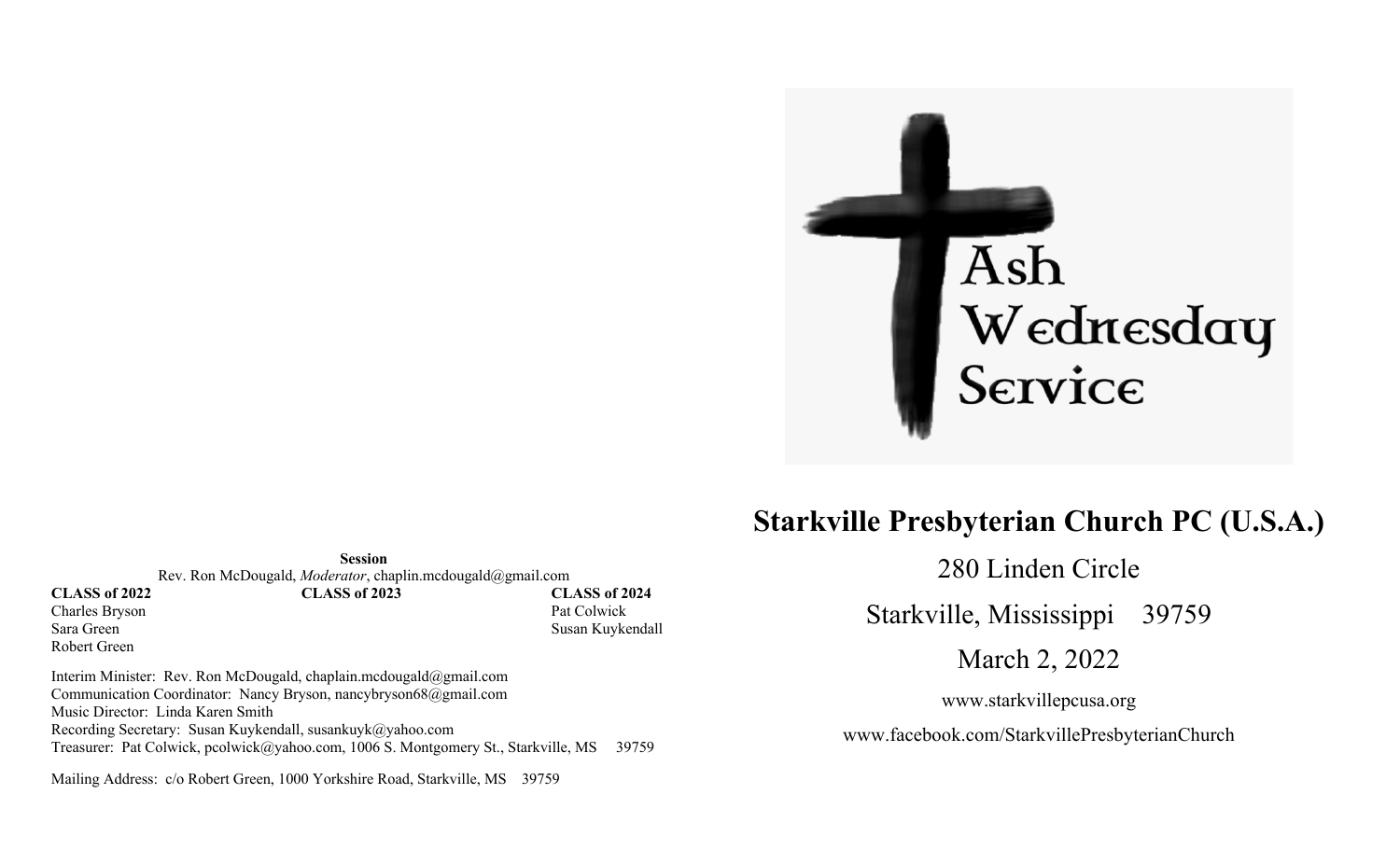**Session**

Rev. Ron McDougald, *Moderator*, chaplin.mcdougald@gmail.com

| CLASS of 2022 | CLASS of 2023 | CLASS of 2024 |
|---|---|---|
| Charles Bryson | | Pat Colwick |
| Sara Green | | Susan Kuykendall |
| Robert Green | | |

Interim Minister: Rev. Ron McDougald, chaplain.mcdougald@gmail.com
Communication Coordinator: Nancy Bryson, nancybryson68@gmail.com
Music Director: Linda Karen Smith
Recording Secretary: Susan Kuykendall, susankuyk@yahoo.com
Treasurer: Pat Colwick, pcolwick@yahoo.com, 1006 S. Montgomery St., Starkville, MS 39759

Mailing Address: c/o Robert Green, 1000 Yorkshire Road, Starkville, MS 39759

Ash Wednesday Service

# Starkville Presbyterian Church PC (U.S.A.)

280 Linden Circle

Starkville, Mississippi 39759

March 2, 2022

www.starkvillepcusa.org

www.facebook.com/StarkvillePresbyterianChurch